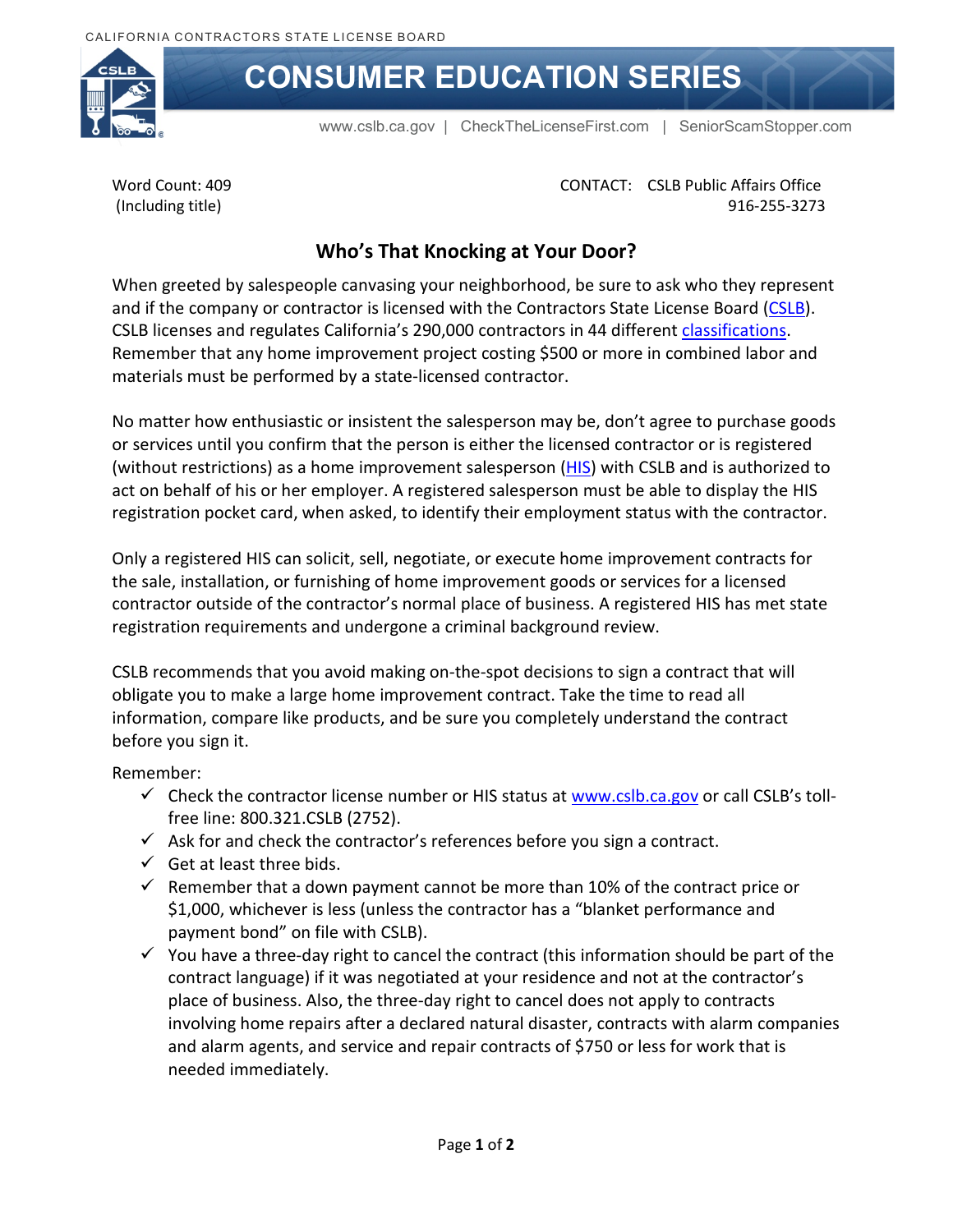CALIFORNIA CONTRACTORS STATE LICENSE BOARD

# CONSUMER EDUCATION SERIES

www.cslb.ca.gov | CheckTheLicenseFirst.com | SeniorScamStopper.com

Word Count: 409
(Including title)

CONTACT: CSLB Public Affairs Office
916-255-3273

## Who's That Knocking at Your Door?

When greeted by salespeople canvasing your neighborhood, be sure to ask who they represent and if the company or contractor is licensed with the Contractors State License Board (CSLB). CSLB licenses and regulates California's 290,000 contractors in 44 different classifications. Remember that any home improvement project costing $500 or more in combined labor and materials must be performed by a state-licensed contractor.

No matter how enthusiastic or insistent the salesperson may be, don't agree to purchase goods or services until you confirm that the person is either the licensed contractor or is registered (without restrictions) as a home improvement salesperson (HIS) with CSLB and is authorized to act on behalf of his or her employer. A registered salesperson must be able to display the HIS registration pocket card, when asked, to identify their employment status with the contractor.

Only a registered HIS can solicit, sell, negotiate, or execute home improvement contracts for the sale, installation, or furnishing of home improvement goods or services for a licensed contractor outside of the contractor's normal place of business. A registered HIS has met state registration requirements and undergone a criminal background review.

CSLB recommends that you avoid making on-the-spot decisions to sign a contract that will obligate you to make a large home improvement contract. Take the time to read all information, compare like products, and be sure you completely understand the contract before you sign it.

Remember:

- ✓ Check the contractor license number or HIS status at www.cslb.ca.gov or call CSLB's toll-free line: 800.321.CSLB (2752).
- ✓ Ask for and check the contractor's references before you sign a contract.
- ✓ Get at least three bids.
- ✓ Remember that a down payment cannot be more than 10% of the contract price or $1,000, whichever is less (unless the contractor has a "blanket performance and payment bond" on file with CSLB).
- ✓ You have a three-day right to cancel the contract (this information should be part of the contract language) if it was negotiated at your residence and not at the contractor's place of business. Also, the three-day right to cancel does not apply to contracts involving home repairs after a declared natural disaster, contracts with alarm companies and alarm agents, and service and repair contracts of $750 or less for work that is needed immediately.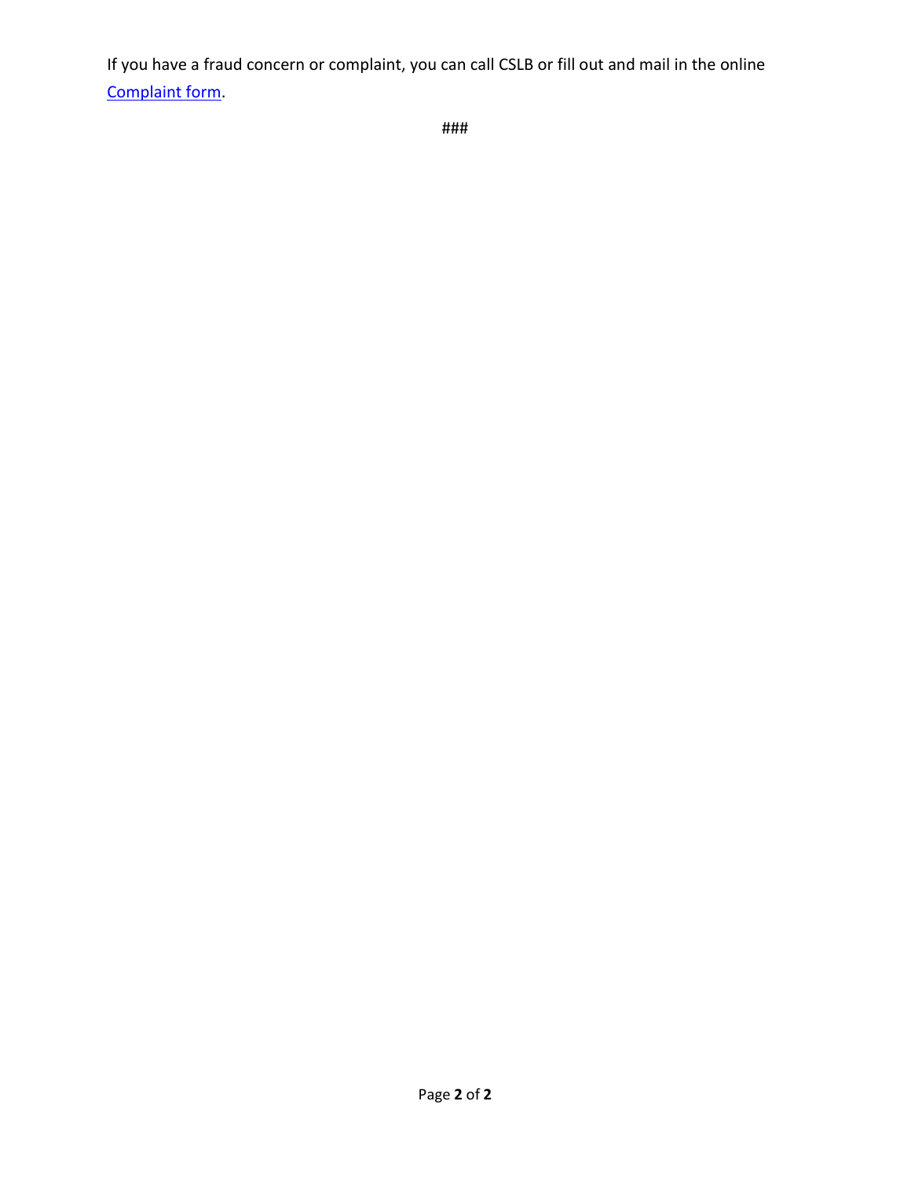If you have a fraud concern or complaint, you can call CSLB or fill out and mail in the online Complaint form.

###